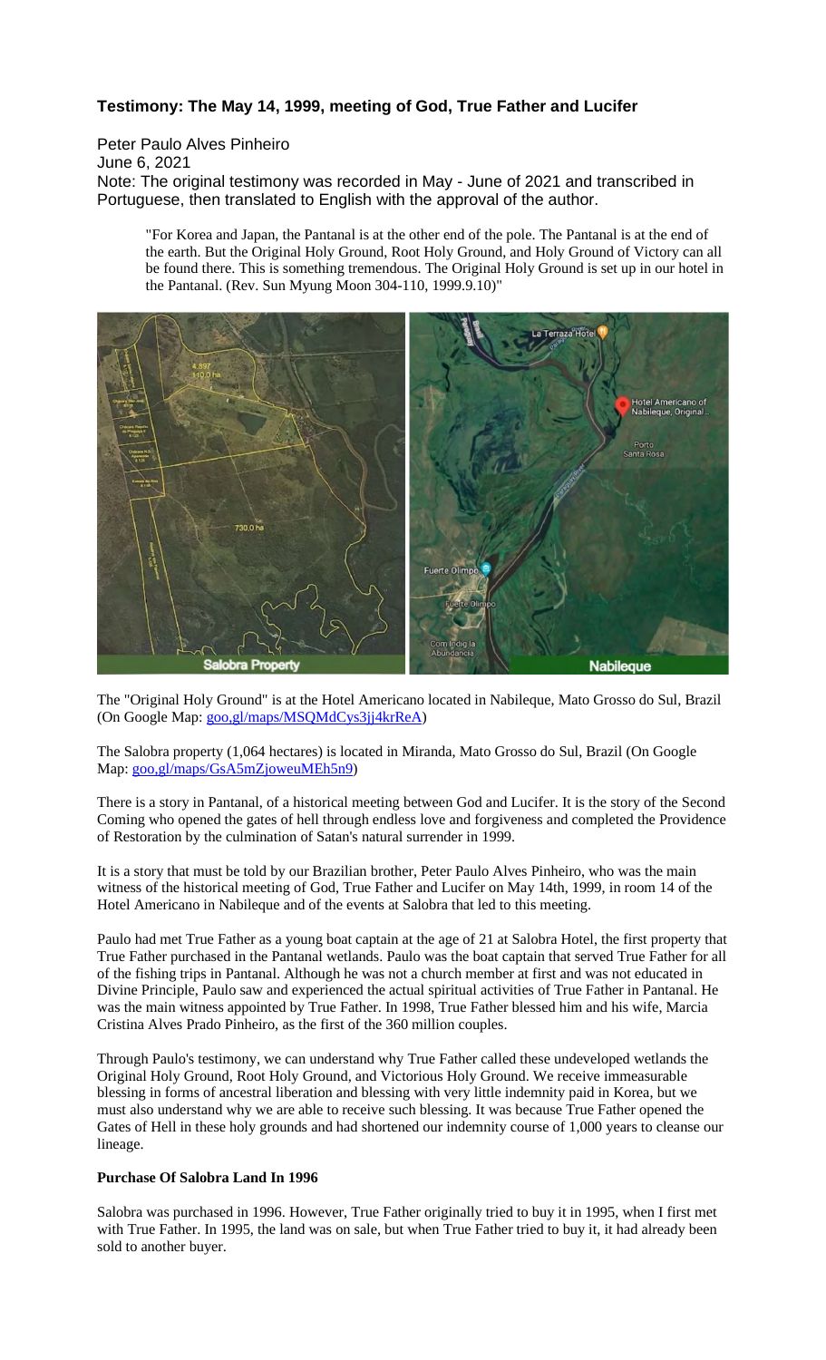### Testimony: The May 14, 1999, meeting of God, True Father and Lucifer

Peter Paulo Alves Pinheiro
June 6, 2021
Note: The original testimony was recorded in May - June of 2021 and transcribed in Portuguese, then translated to English with the approval of the author.

> "For Korea and Japan, the Pantanal is at the other end of the pole. The Pantanal is at the end of the earth. But the Original Holy Ground, Root Holy Ground, and Holy Ground of Victory can all be found there. This is something tremendous. The Original Holy Ground is set up in our hotel in the Pantanal. (Rev. Sun Myung Moon 304-110, 1999.9.10)"

Salobra Property

Nabileque

The "Original Holy Ground" is at the Hotel Americano located in Nabileque, Mato Grosso do Sul, Brazil (On Google Map: goo,gl/maps/MSQMdCys3jj4krReA)

The Salobra property (1,064 hectares) is located in Miranda, Mato Grosso do Sul, Brazil (On Google Map: goo,gl/maps/GsA5mZjoweuMEh5n9)

There is a story in Pantanal, of a historical meeting between God and Lucifer. It is the story of the Second Coming who opened the gates of hell through endless love and forgiveness and completed the Providence of Restoration by the culmination of Satan's natural surrender in 1999.

It is a story that must be told by our Brazilian brother, Peter Paulo Alves Pinheiro, who was the main witness of the historical meeting of God, True Father and Lucifer on May 14th, 1999, in room 14 of the Hotel Americano in Nabileque and of the events at Salobra that led to this meeting.

Paulo had met True Father as a young boat captain at the age of 21 at Salobra Hotel, the first property that True Father purchased in the Pantanal wetlands. Paulo was the boat captain that served True Father for all of the fishing trips in Pantanal. Although he was not a church member at first and was not educated in Divine Principle, Paulo saw and experienced the actual spiritual activities of True Father in Pantanal. He was the main witness appointed by True Father. In 1998, True Father blessed him and his wife, Marcia Cristina Alves Prado Pinheiro, as the first of the 360 million couples.

Through Paulo's testimony, we can understand why True Father called these undeveloped wetlands the Original Holy Ground, Root Holy Ground, and Victorious Holy Ground. We receive immeasurable blessing in forms of ancestral liberation and blessing with very little indemnity paid in Korea, but we must also understand why we are able to receive such blessing. It was because True Father opened the Gates of Hell in these holy grounds and had shortened our indemnity course of 1,000 years to cleanse our lineage.

**Purchase Of Salobra Land In 1996**

Salobra was purchased in 1996. However, True Father originally tried to buy it in 1995, when I first met with True Father. In 1995, the land was on sale, but when True Father tried to buy it, it had already been sold to another buyer.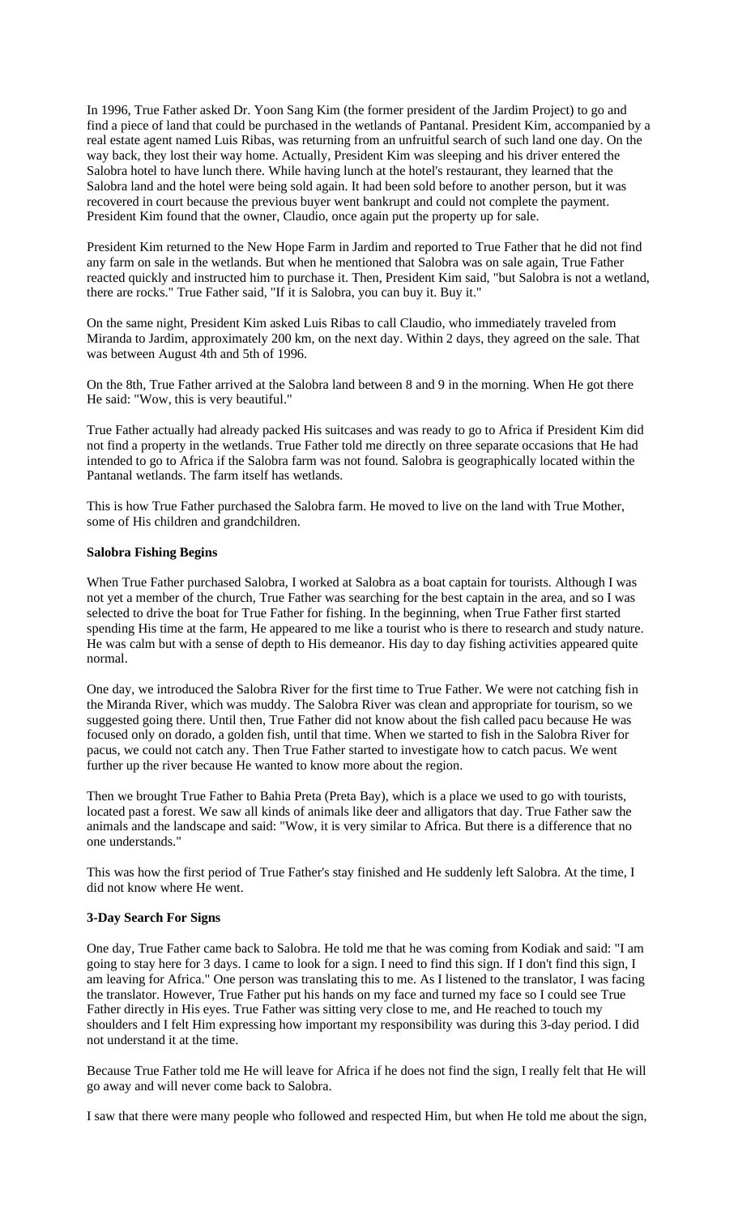In 1996, True Father asked Dr. Yoon Sang Kim (the former president of the Jardim Project) to go and find a piece of land that could be purchased in the wetlands of Pantanal. President Kim, accompanied by a real estate agent named Luis Ribas, was returning from an unfruitful search of such land one day. On the way back, they lost their way home. Actually, President Kim was sleeping and his driver entered the Salobra hotel to have lunch there. While having lunch at the hotel's restaurant, they learned that the Salobra land and the hotel were being sold again. It had been sold before to another person, but it was recovered in court because the previous buyer went bankrupt and could not complete the payment. President Kim found that the owner, Claudio, once again put the property up for sale.

President Kim returned to the New Hope Farm in Jardim and reported to True Father that he did not find any farm on sale in the wetlands. But when he mentioned that Salobra was on sale again, True Father reacted quickly and instructed him to purchase it. Then, President Kim said, "but Salobra is not a wetland, there are rocks." True Father said, "If it is Salobra, you can buy it. Buy it."

On the same night, President Kim asked Luis Ribas to call Claudio, who immediately traveled from Miranda to Jardim, approximately 200 km, on the next day. Within 2 days, they agreed on the sale. That was between August 4th and 5th of 1996.

On the 8th, True Father arrived at the Salobra land between 8 and 9 in the morning. When He got there He said: "Wow, this is very beautiful."

True Father actually had already packed His suitcases and was ready to go to Africa if President Kim did not find a property in the wetlands. True Father told me directly on three separate occasions that He had intended to go to Africa if the Salobra farm was not found. Salobra is geographically located within the Pantanal wetlands. The farm itself has wetlands.

This is how True Father purchased the Salobra farm. He moved to live on the land with True Mother, some of His children and grandchildren.

**Salobra Fishing Begins**

When True Father purchased Salobra, I worked at Salobra as a boat captain for tourists. Although I was not yet a member of the church, True Father was searching for the best captain in the area, and so I was selected to drive the boat for True Father for fishing. In the beginning, when True Father first started spending His time at the farm, He appeared to me like a tourist who is there to research and study nature. He was calm but with a sense of depth to His demeanor. His day to day fishing activities appeared quite normal.

One day, we introduced the Salobra River for the first time to True Father. We were not catching fish in the Miranda River, which was muddy. The Salobra River was clean and appropriate for tourism, so we suggested going there. Until then, True Father did not know about the fish called pacu because He was focused only on dorado, a golden fish, until that time. When we started to fish in the Salobra River for pacus, we could not catch any. Then True Father started to investigate how to catch pacus. We went further up the river because He wanted to know more about the region.

Then we brought True Father to Bahia Preta (Preta Bay), which is a place we used to go with tourists, located past a forest. We saw all kinds of animals like deer and alligators that day. True Father saw the animals and the landscape and said: "Wow, it is very similar to Africa. But there is a difference that no one understands."

This was how the first period of True Father's stay finished and He suddenly left Salobra. At the time, I did not know where He went.

**3-Day Search For Signs**

One day, True Father came back to Salobra. He told me that he was coming from Kodiak and said: "I am going to stay here for 3 days. I came to look for a sign. I need to find this sign. If I don't find this sign, I am leaving for Africa." One person was translating this to me. As I listened to the translator, I was facing the translator. However, True Father put his hands on my face and turned my face so I could see True Father directly in His eyes. True Father was sitting very close to me, and He reached to touch my shoulders and I felt Him expressing how important my responsibility was during this 3-day period. I did not understand it at the time.

Because True Father told me He will leave for Africa if he does not find the sign, I really felt that He will go away and will never come back to Salobra.

I saw that there were many people who followed and respected Him, but when He told me about the sign,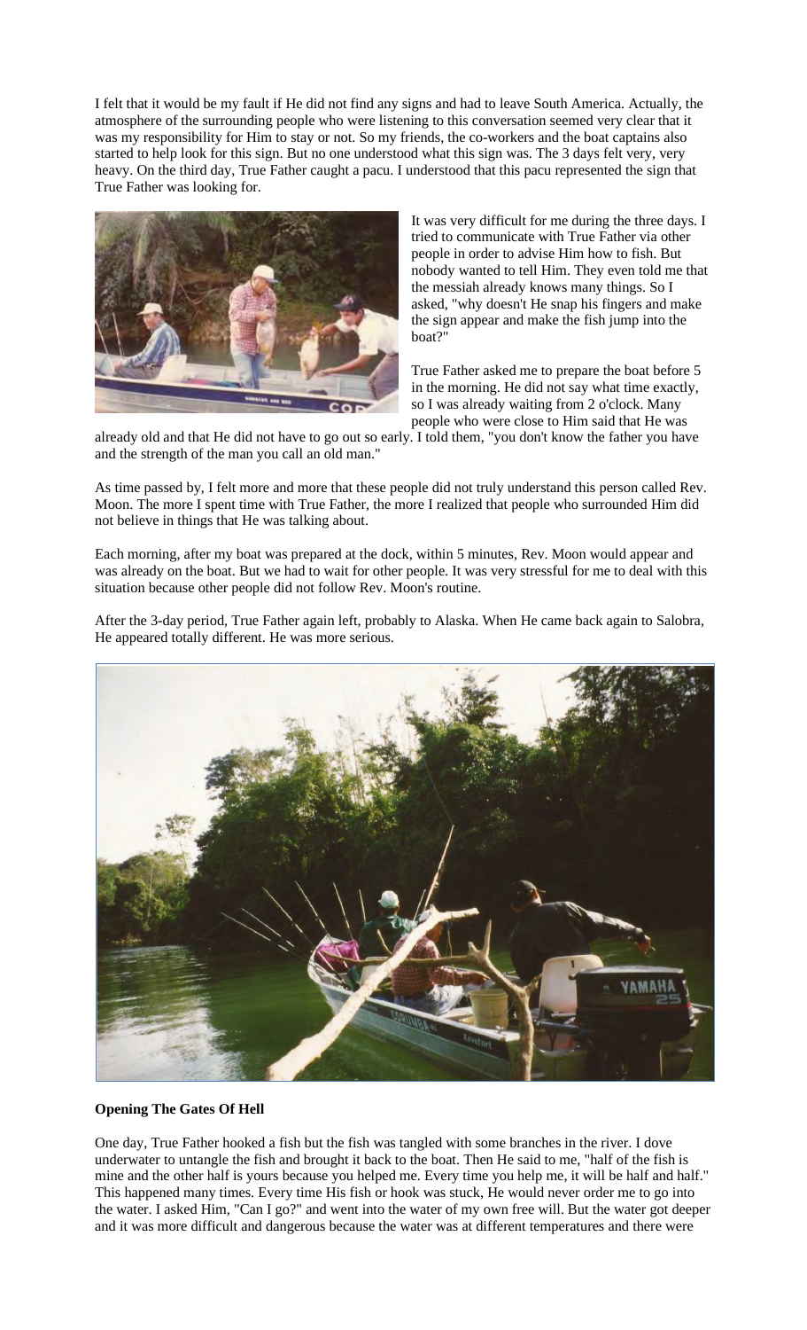I felt that it would be my fault if He did not find any signs and had to leave South America. Actually, the atmosphere of the surrounding people who were listening to this conversation seemed very clear that it was my responsibility for Him to stay or not. So my friends, the co-workers and the boat captains also started to help look for this sign. But no one understood what this sign was. The 3 days felt very, very heavy. On the third day, True Father caught a pacu. I understood that this pacu represented the sign that True Father was looking for.

It was very difficult for me during the three days. I tried to communicate with True Father via other people in order to advise Him how to fish. But nobody wanted to tell Him. They even told me that the messiah already knows many things. So I asked, "why doesn't He snap his fingers and make the sign appear and make the fish jump into the boat?"

True Father asked me to prepare the boat before 5 in the morning. He did not say what time exactly, so I was already waiting from 2 o'clock. Many people who were close to Him said that He was already old and that He did not have to go out so early. I told them, "you don't know the father you have and the strength of the man you call an old man."

As time passed by, I felt more and more that these people did not truly understand this person called Rev. Moon. The more I spent time with True Father, the more I realized that people who surrounded Him did not believe in things that He was talking about.

Each morning, after my boat was prepared at the dock, within 5 minutes, Rev. Moon would appear and was already on the boat. But we had to wait for other people. It was very stressful for me to deal with this situation because other people did not follow Rev. Moon's routine.

After the 3-day period, True Father again left, probably to Alaska. When He came back again to Salobra, He appeared totally different. He was more serious.

**Opening The Gates Of Hell**

One day, True Father hooked a fish but the fish was tangled with some branches in the river. I dove underwater to untangle the fish and brought it back to the boat. Then He said to me, "half of the fish is mine and the other half is yours because you helped me. Every time you help me, it will be half and half." This happened many times. Every time His fish or hook was stuck, He would never order me to go into the water. I asked Him, "Can I go?" and went into the water of my own free will. But the water got deeper and it was more difficult and dangerous because the water was at different temperatures and there were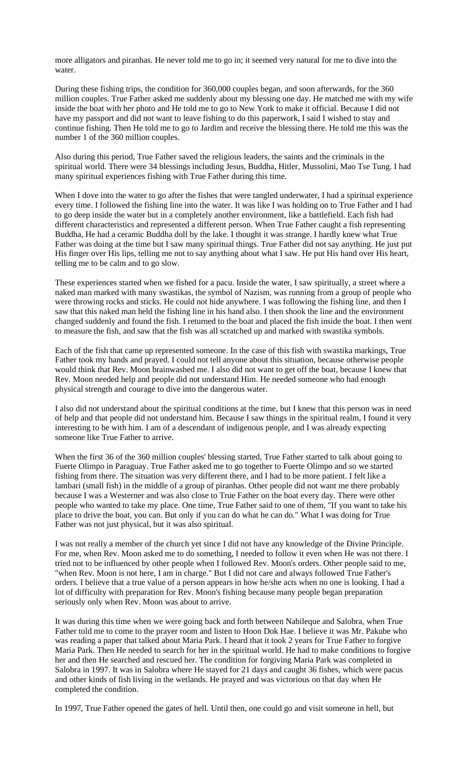more alligators and piranhas. He never told me to go in; it seemed very natural for me to dive into the water.

During these fishing trips, the condition for 360,000 couples began, and soon afterwards, for the 360 million couples. True Father asked me suddenly about my blessing one day. He matched me with my wife inside the boat with her photo and He told me to go to New York to make it official. Because I did not have my passport and did not want to leave fishing to do this paperwork, I said I wished to stay and continue fishing. Then He told me to go to Jardim and receive the blessing there. He told me this was the number 1 of the 360 million couples.

Also during this period, True Father saved the religious leaders, the saints and the criminals in the spiritual world. There were 34 blessings including Jesus, Buddha, Hitler, Mussolini, Mao Tse Tung. I had many spiritual experiences fishing with True Father during this time.

When I dove into the water to go after the fishes that were tangled underwater, I had a spiritual experience every time. I followed the fishing line into the water. It was like I was holding on to True Father and I had to go deep inside the water but in a completely another environment, like a battlefield. Each fish had different characteristics and represented a different person. When True Father caught a fish representing Buddha, He had a ceramic Buddha doll by the lake. I thought it was strange. I hardly knew what True Father was doing at the time but I saw many spiritual things. True Father did not say anything. He just put His finger over His lips, telling me not to say anything about what I saw. He put His hand over His heart, telling me to be calm and to go slow.

These experiences started when we fished for a pacu. Inside the water, I saw spiritually, a street where a naked man marked with many swastikas, the symbol of Nazism, was running from a group of people who were throwing rocks and sticks. He could not hide anywhere. I was following the fishing line, and then I saw that this naked man held the fishing line in his hand also. I then shook the line and the environment changed suddenly and found the fish. I returned to the boat and placed the fish inside the boat. I then went to measure the fish, and saw that the fish was all scratched up and marked with swastika symbols.

Each of the fish that came up represented someone. In the case of this fish with swastika markings, True Father took my hands and prayed. I could not tell anyone about this situation, because otherwise people would think that Rev. Moon brainwashed me. I also did not want to get off the boat, because I knew that Rev. Moon needed help and people did not understand Him. He needed someone who had enough physical strength and courage to dive into the dangerous water.

I also did not understand about the spiritual conditions at the time, but I knew that this person was in need of help and that people did not understand him. Because I saw things in the spiritual realm, I found it very interesting to be with him. I am of a descendant of indigenous people, and I was already expecting someone like True Father to arrive.

When the first 36 of the 360 million couples' blessing started, True Father started to talk about going to Fuerte Olimpo in Paraguay. True Father asked me to go together to Fuerte Olimpo and so we started fishing from there. The situation was very different there, and I had to be more patient. I felt like a lambari (small fish) in the middle of a group of piranhas. Other people did not want me there probably because I was a Westerner and was also close to True Father on the boat every day. There were other people who wanted to take my place. One time, True Father said to one of them, "If you want to take his place to drive the boat, you can. But only if you can do what he can do." What I was doing for True Father was not just physical, but it was also spiritual.

I was not really a member of the church yet since I did not have any knowledge of the Divine Principle. For me, when Rev. Moon asked me to do something, I needed to follow it even when He was not there. I tried not to be influenced by other people when I followed Rev. Moon's orders. Other people said to me, "when Rev. Moon is not here, I am in charge." But I did not care and always followed True Father's orders. I believe that a true value of a person appears in how he/she acts when no one is looking. I had a lot of difficulty with preparation for Rev. Moon's fishing because many people began preparation seriously only when Rev. Moon was about to arrive.

It was during this time when we were going back and forth between Nabileque and Salobra, when True Father told me to come to the prayer room and listen to Hoon Dok Hae. I believe it was Mr. Pakube who was reading a paper that talked about Maria Park. I heard that it took 2 years for True Father to forgive Maria Park. Then He needed to search for her in the spiritual world. He had to make conditions to forgive her and then He searched and rescued her. The condition for forgiving Maria Park was completed in Salobra in 1997. It was in Salobra where He stayed for 21 days and caught 36 fishes, which were pacus and other kinds of fish living in the wetlands. He prayed and was victorious on that day when He completed the condition.

In 1997, True Father opened the gates of hell. Until then, one could go and visit someone in hell, but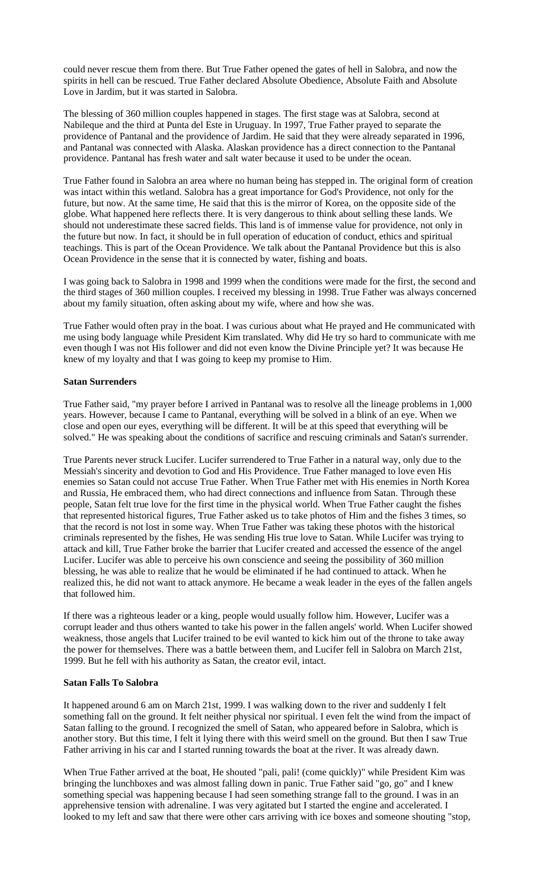could never rescue them from there. But True Father opened the gates of hell in Salobra, and now the spirits in hell can be rescued. True Father declared Absolute Obedience, Absolute Faith and Absolute Love in Jardim, but it was started in Salobra.

The blessing of 360 million couples happened in stages. The first stage was at Salobra, second at Nabileque and the third at Punta del Este in Uruguay. In 1997, True Father prayed to separate the providence of Pantanal and the providence of Jardim. He said that they were already separated in 1996, and Pantanal was connected with Alaska. Alaskan providence has a direct connection to the Pantanal providence. Pantanal has fresh water and salt water because it used to be under the ocean.

True Father found in Salobra an area where no human being has stepped in. The original form of creation was intact within this wetland. Salobra has a great importance for God's Providence, not only for the future, but now. At the same time, He said that this is the mirror of Korea, on the opposite side of the globe. What happened here reflects there. It is very dangerous to think about selling these lands. We should not underestimate these sacred fields. This land is of immense value for providence, not only in the future but now. In fact, it should be in full operation of education of conduct, ethics and spiritual teachings. This is part of the Ocean Providence. We talk about the Pantanal Providence but this is also Ocean Providence in the sense that it is connected by water, fishing and boats.

I was going back to Salobra in 1998 and 1999 when the conditions were made for the first, the second and the third stages of 360 million couples. I received my blessing in 1998. True Father was always concerned about my family situation, often asking about my wife, where and how she was.

True Father would often pray in the boat. I was curious about what He prayed and He communicated with me using body language while President Kim translated. Why did He try so hard to communicate with me even though I was not His follower and did not even know the Divine Principle yet? It was because He knew of my loyalty and that I was going to keep my promise to Him.

**Satan Surrenders**

True Father said, "my prayer before I arrived in Pantanal was to resolve all the lineage problems in 1,000 years. However, because I came to Pantanal, everything will be solved in a blink of an eye. When we close and open our eyes, everything will be different. It will be at this speed that everything will be solved." He was speaking about the conditions of sacrifice and rescuing criminals and Satan's surrender.

True Parents never struck Lucifer. Lucifer surrendered to True Father in a natural way, only due to the Messiah's sincerity and devotion to God and His Providence. True Father managed to love even His enemies so Satan could not accuse True Father. When True Father met with His enemies in North Korea and Russia, He embraced them, who had direct connections and influence from Satan. Through these people, Satan felt true love for the first time in the physical world. When True Father caught the fishes that represented historical figures, True Father asked us to take photos of Him and the fishes 3 times, so that the record is not lost in some way. When True Father was taking these photos with the historical criminals represented by the fishes, He was sending His true love to Satan. While Lucifer was trying to attack and kill, True Father broke the barrier that Lucifer created and accessed the essence of the angel Lucifer. Lucifer was able to perceive his own conscience and seeing the possibility of 360 million blessing, he was able to realize that he would be eliminated if he had continued to attack. When he realized this, he did not want to attack anymore. He became a weak leader in the eyes of the fallen angels that followed him.

If there was a righteous leader or a king, people would usually follow him. However, Lucifer was a corrupt leader and thus others wanted to take his power in the fallen angels' world. When Lucifer showed weakness, those angels that Lucifer trained to be evil wanted to kick him out of the throne to take away the power for themselves. There was a battle between them, and Lucifer fell in Salobra on March 21st, 1999. But he fell with his authority as Satan, the creator evil, intact.

**Satan Falls To Salobra**

It happened around 6 am on March 21st, 1999. I was walking down to the river and suddenly I felt something fall on the ground. It felt neither physical nor spiritual. I even felt the wind from the impact of Satan falling to the ground. I recognized the smell of Satan, who appeared before in Salobra, which is another story. But this time, I felt it lying there with this weird smell on the ground. But then I saw True Father arriving in his car and I started running towards the boat at the river. It was already dawn.

When True Father arrived at the boat, He shouted "pali, pali! (come quickly)" while President Kim was bringing the lunchboxes and was almost falling down in panic. True Father said "go, go" and I knew something special was happening because I had seen something strange fall to the ground. I was in an apprehensive tension with adrenaline. I was very agitated but I started the engine and accelerated. I looked to my left and saw that there were other cars arriving with ice boxes and someone shouting "stop,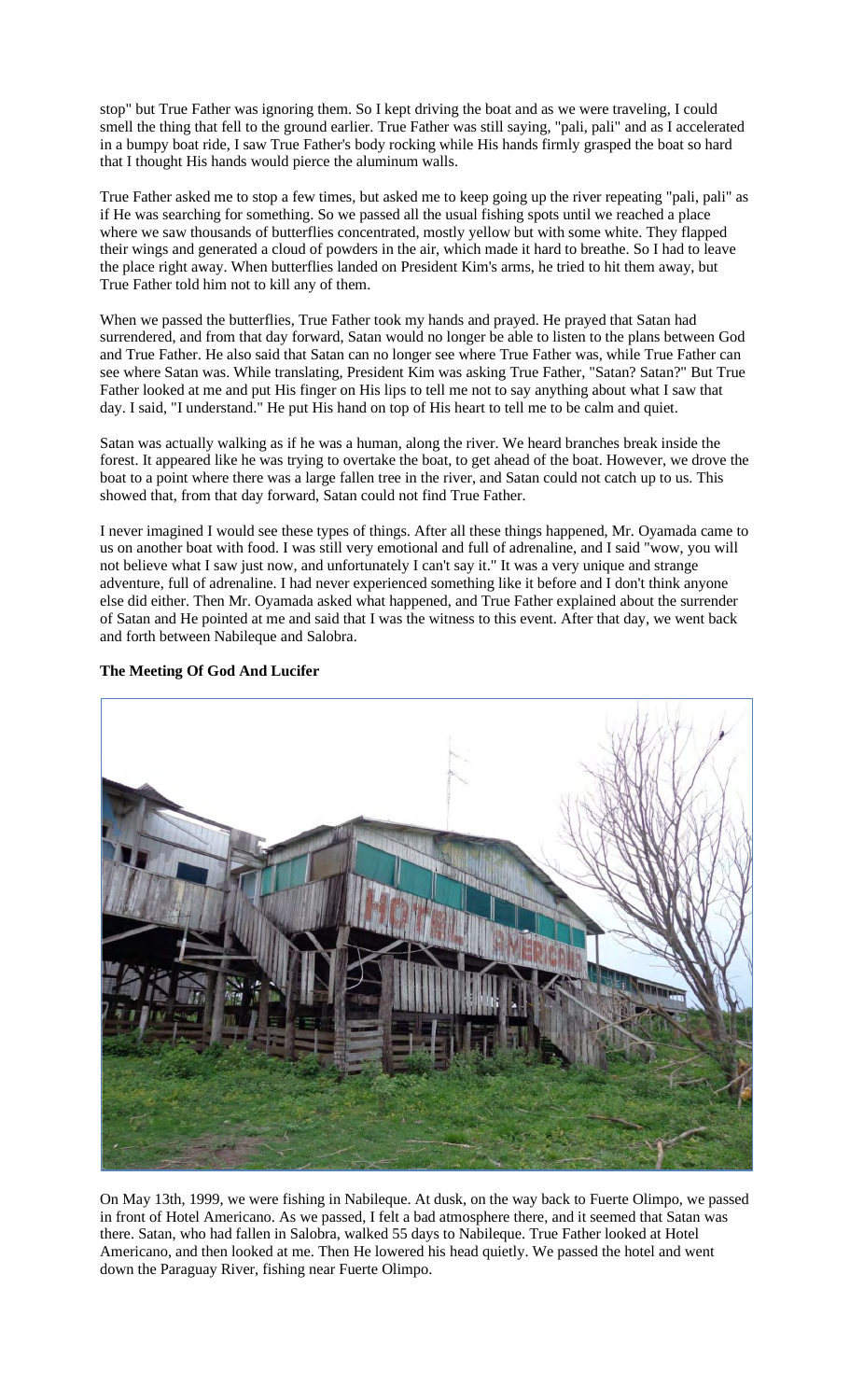stop" but True Father was ignoring them. So I kept driving the boat and as we were traveling, I could smell the thing that fell to the ground earlier. True Father was still saying, "pali, pali" and as I accelerated in a bumpy boat ride, I saw True Father's body rocking while His hands firmly grasped the boat so hard that I thought His hands would pierce the aluminum walls.

True Father asked me to stop a few times, but asked me to keep going up the river repeating "pali, pali" as if He was searching for something. So we passed all the usual fishing spots until we reached a place where we saw thousands of butterflies concentrated, mostly yellow but with some white. They flapped their wings and generated a cloud of powders in the air, which made it hard to breathe. So I had to leave the place right away. When butterflies landed on President Kim's arms, he tried to hit them away, but True Father told him not to kill any of them.

When we passed the butterflies, True Father took my hands and prayed. He prayed that Satan had surrendered, and from that day forward, Satan would no longer be able to listen to the plans between God and True Father. He also said that Satan can no longer see where True Father was, while True Father can see where Satan was. While translating, President Kim was asking True Father, "Satan? Satan?" But True Father looked at me and put His finger on His lips to tell me not to say anything about what I saw that day. I said, "I understand." He put His hand on top of His heart to tell me to be calm and quiet.

Satan was actually walking as if he was a human, along the river. We heard branches break inside the forest. It appeared like he was trying to overtake the boat, to get ahead of the boat. However, we drove the boat to a point where there was a large fallen tree in the river, and Satan could not catch up to us. This showed that, from that day forward, Satan could not find True Father.

I never imagined I would see these types of things. After all these things happened, Mr. Oyamada came to us on another boat with food. I was still very emotional and full of adrenaline, and I said "wow, you will not believe what I saw just now, and unfortunately I can't say it." It was a very unique and strange adventure, full of adrenaline. I had never experienced something like it before and I don't think anyone else did either. Then Mr. Oyamada asked what happened, and True Father explained about the surrender of Satan and He pointed at me and said that I was the witness to this event. After that day, we went back and forth between Nabileque and Salobra.

**The Meeting Of God And Lucifer**

On May 13th, 1999, we were fishing in Nabileque. At dusk, on the way back to Fuerte Olimpo, we passed in front of Hotel Americano. As we passed, I felt a bad atmosphere there, and it seemed that Satan was there. Satan, who had fallen in Salobra, walked 55 days to Nabileque. True Father looked at Hotel Americano, and then looked at me. Then He lowered his head quietly. We passed the hotel and went down the Paraguay River, fishing near Fuerte Olimpo.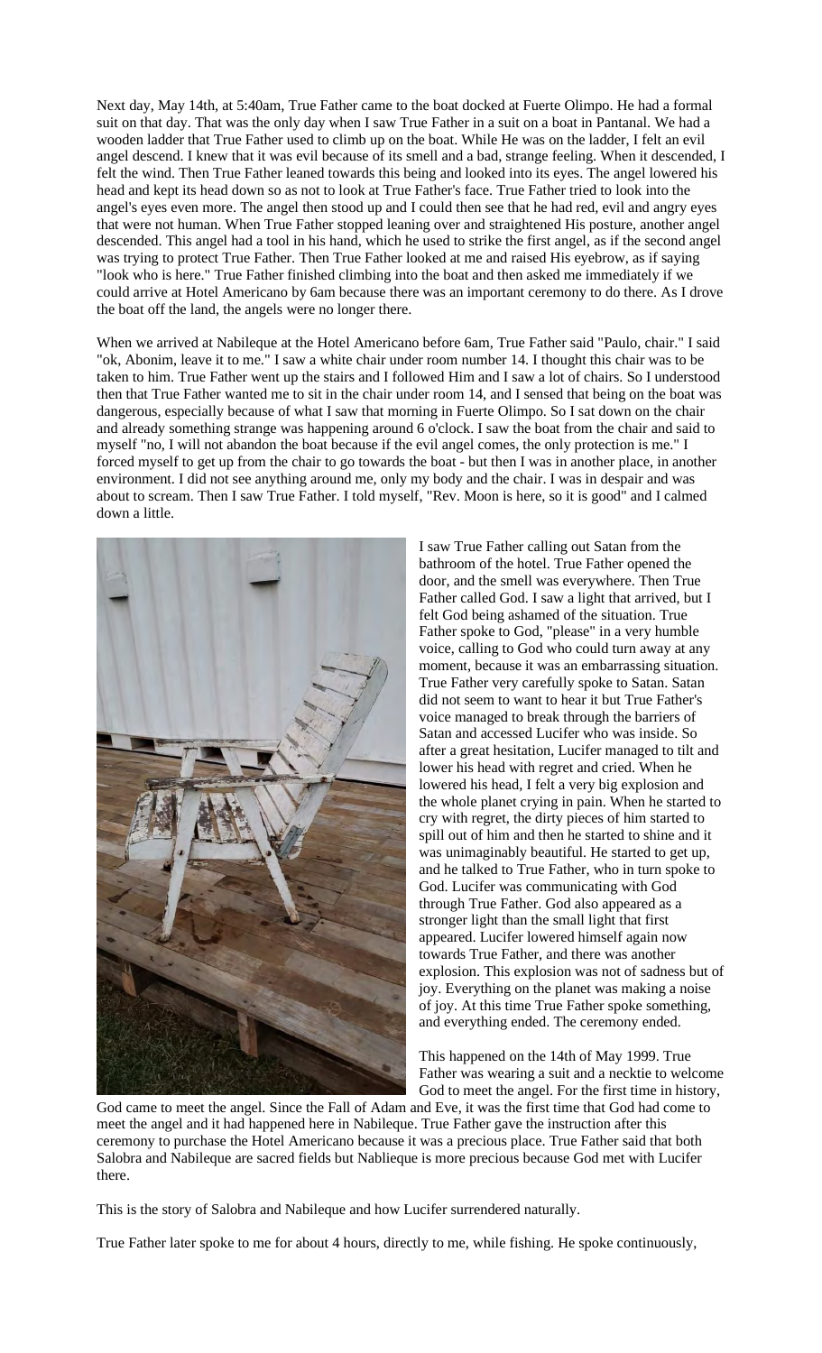Next day, May 14th, at 5:40am, True Father came to the boat docked at Fuerte Olimpo. He had a formal suit on that day. That was the only day when I saw True Father in a suit on a boat in Pantanal. We had a wooden ladder that True Father used to climb up on the boat. While He was on the ladder, I felt an evil angel descend. I knew that it was evil because of its smell and a bad, strange feeling. When it descended, I felt the wind. Then True Father leaned towards this being and looked into its eyes. The angel lowered his head and kept its head down so as not to look at True Father's face. True Father tried to look into the angel's eyes even more. The angel then stood up and I could then see that he had red, evil and angry eyes that were not human. When True Father stopped leaning over and straightened His posture, another angel descended. This angel had a tool in his hand, which he used to strike the first angel, as if the second angel was trying to protect True Father. Then True Father looked at me and raised His eyebrow, as if saying "look who is here." True Father finished climbing into the boat and then asked me immediately if we could arrive at Hotel Americano by 6am because there was an important ceremony to do there. As I drove the boat off the land, the angels were no longer there.

When we arrived at Nabileque at the Hotel Americano before 6am, True Father said "Paulo, chair." I said "ok, Abonim, leave it to me." I saw a white chair under room number 14. I thought this chair was to be taken to him. True Father went up the stairs and I followed Him and I saw a lot of chairs. So I understood then that True Father wanted me to sit in the chair under room 14, and I sensed that being on the boat was dangerous, especially because of what I saw that morning in Fuerte Olimpo. So I sat down on the chair and already something strange was happening around 6 o'clock. I saw the boat from the chair and said to myself "no, I will not abandon the boat because if the evil angel comes, the only protection is me." I forced myself to get up from the chair to go towards the boat - but then I was in another place, in another environment. I did not see anything around me, only my body and the chair. I was in despair and was about to scream. Then I saw True Father. I told myself, "Rev. Moon is here, so it is good" and I calmed down a little.

I saw True Father calling out Satan from the bathroom of the hotel. True Father opened the door, and the smell was everywhere. Then True Father called God. I saw a light that arrived, but I felt God being ashamed of the situation. True Father spoke to God, "please" in a very humble voice, calling to God who could turn away at any moment, because it was an embarrassing situation. True Father very carefully spoke to Satan. Satan did not seem to want to hear it but True Father's voice managed to break through the barriers of Satan and accessed Lucifer who was inside. So after a great hesitation, Lucifer managed to tilt and lower his head with regret and cried. When he lowered his head, I felt a very big explosion and the whole planet crying in pain. When he started to cry with regret, the dirty pieces of him started to spill out of him and then he started to shine and it was unimaginably beautiful. He started to get up, and he talked to True Father, who in turn spoke to God. Lucifer was communicating with God through True Father. God also appeared as a stronger light than the small light that first appeared. Lucifer lowered himself again now towards True Father, and there was another explosion. This explosion was not of sadness but of joy. Everything on the planet was making a noise of joy. At this time True Father spoke something, and everything ended. The ceremony ended.

This happened on the 14th of May 1999. True Father was wearing a suit and a necktie to welcome God to meet the angel. For the first time in history, God came to meet the angel. Since the Fall of Adam and Eve, it was the first time that God had come to meet the angel and it had happened here in Nabileque. True Father gave the instruction after this ceremony to purchase the Hotel Americano because it was a precious place. True Father said that both Salobra and Nabileque are sacred fields but Nablieque is more precious because God met with Lucifer there.

This is the story of Salobra and Nabileque and how Lucifer surrendered naturally.

True Father later spoke to me for about 4 hours, directly to me, while fishing. He spoke continuously,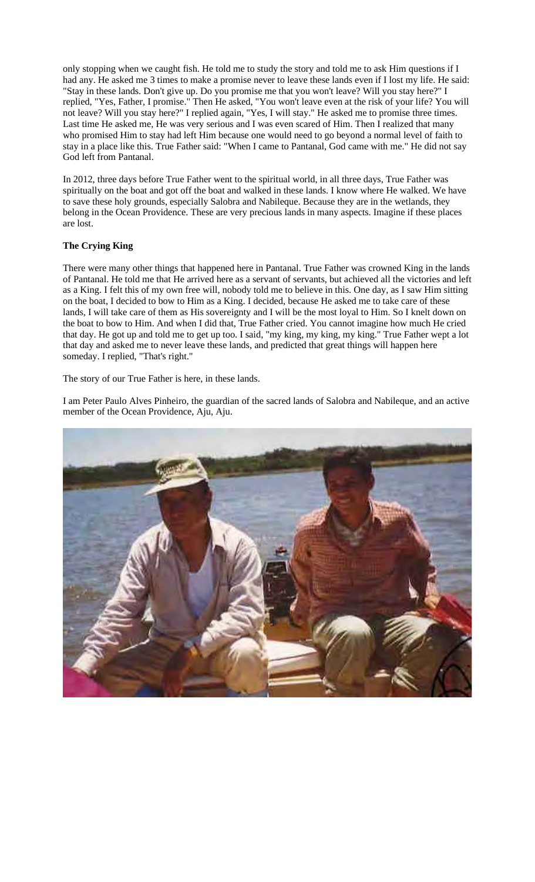only stopping when we caught fish. He told me to study the story and told me to ask Him questions if I had any. He asked me 3 times to make a promise never to leave these lands even if I lost my life. He said: "Stay in these lands. Don't give up. Do you promise me that you won't leave? Will you stay here?" I replied, "Yes, Father, I promise." Then He asked, "You won't leave even at the risk of your life? You will not leave? Will you stay here?" I replied again, "Yes, I will stay." He asked me to promise three times. Last time He asked me, He was very serious and I was even scared of Him. Then I realized that many who promised Him to stay had left Him because one would need to go beyond a normal level of faith to stay in a place like this. True Father said: "When I came to Pantanal, God came with me." He did not say God left from Pantanal.

In 2012, three days before True Father went to the spiritual world, in all three days, True Father was spiritually on the boat and got off the boat and walked in these lands. I know where He walked. We have to save these holy grounds, especially Salobra and Nabileque. Because they are in the wetlands, they belong in the Ocean Providence. These are very precious lands in many aspects. Imagine if these places are lost.

**The Crying King**

There were many other things that happened here in Pantanal. True Father was crowned King in the lands of Pantanal. He told me that He arrived here as a servant of servants, but achieved all the victories and left as a King. I felt this of my own free will, nobody told me to believe in this. One day, as I saw Him sitting on the boat, I decided to bow to Him as a King. I decided, because He asked me to take care of these lands, I will take care of them as His sovereignty and I will be the most loyal to Him. So I knelt down on the boat to bow to Him. And when I did that, True Father cried. You cannot imagine how much He cried that day. He got up and told me to get up too. I said, "my king, my king, my king." True Father wept a lot that day and asked me to never leave these lands, and predicted that great things will happen here someday. I replied, "That's right."

The story of our True Father is here, in these lands.

I am Peter Paulo Alves Pinheiro, the guardian of the sacred lands of Salobra and Nabileque, and an active member of the Ocean Providence, Aju, Aju.